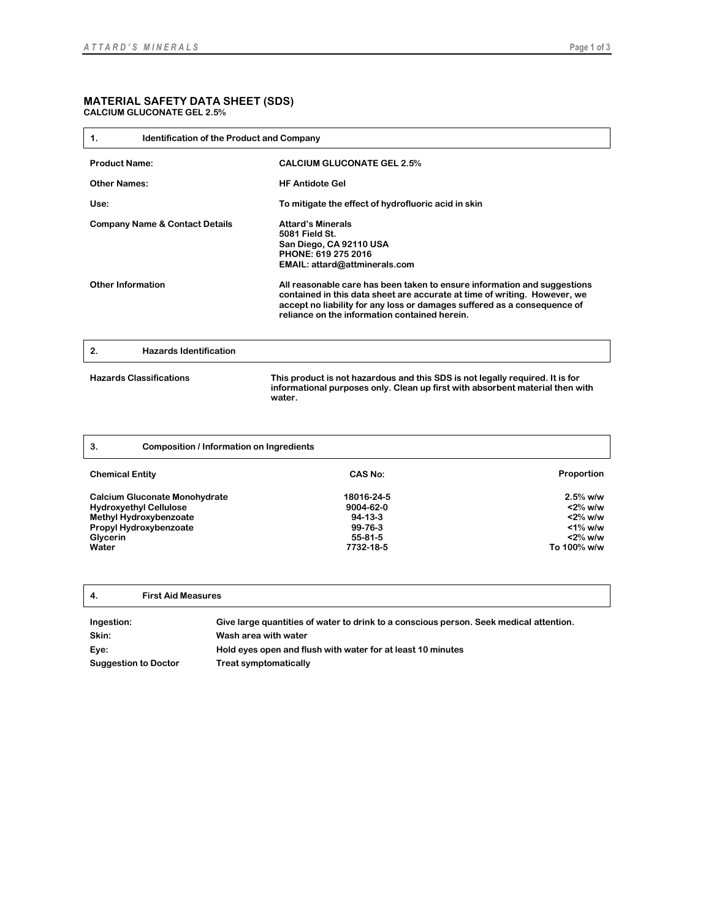# MATERIAL SAFETY DATA SHEET (SDS)

**CALCIUM GLUCONATE GEL 2.5%**

## 1. Identification of the Product and Company

| | |
|---|---|
| **Product Name:** | **CALCIUM GLUCONATE GEL 2.5%** |
| **Other Names:** | **HF Antidote Gel** |
| **Use:** | **To mitigate the effect of hydrofluoric acid in skin** |
| **Company Name & Contact Details** | **Attard's Minerals**<br>**5081 Field St.**<br>**San Diego, CA 92110 USA**<br>**PHONE: 619 275 2016**<br>**EMAIL: attard@attminerals.com** |
| **Other Information** | **All reasonable care has been taken to ensure information and suggestions contained in this data sheet are accurate at time of writing. However, we accept no liability for any loss or damages suffered as a consequence of reliance on the information contained herein.** |

## 2. Hazards Identification

| | |
|---|---|
| **Hazards Classifications** | **This product is not hazardous and this SDS is not legally required. It is for informational purposes only. Clean up first with absorbent material then with water.** |

## 3. Composition / Information on Ingredients

| Chemical Entity | CAS No: | Proportion |
|---|---|---|
| Calcium Gluconate Monohydrate | 18016-24-5 | 2.5% w/w |
| Hydroxyethyl Cellulose | 9004-62-0 | <2% w/w |
| Methyl Hydroxybenzoate | 94-13-3 | <2% w/w |
| Propyl Hydroxybenzoate | 99-76-3 | <1% w/w |
| Glycerin | 55-81-5 | <2% w/w |
| Water | 7732-18-5 | To 100% w/w |

## 4. First Aid Measures

| | |
|---|---|
| **Ingestion:** | **Give large quantities of water to drink to a conscious person. Seek medical attention.** |
| **Skin:** | **Wash area with water** |
| **Eye:** | **Hold eyes open and flush with water for at least 10 minutes** |
| **Suggestion to Doctor** | **Treat symptomatically** |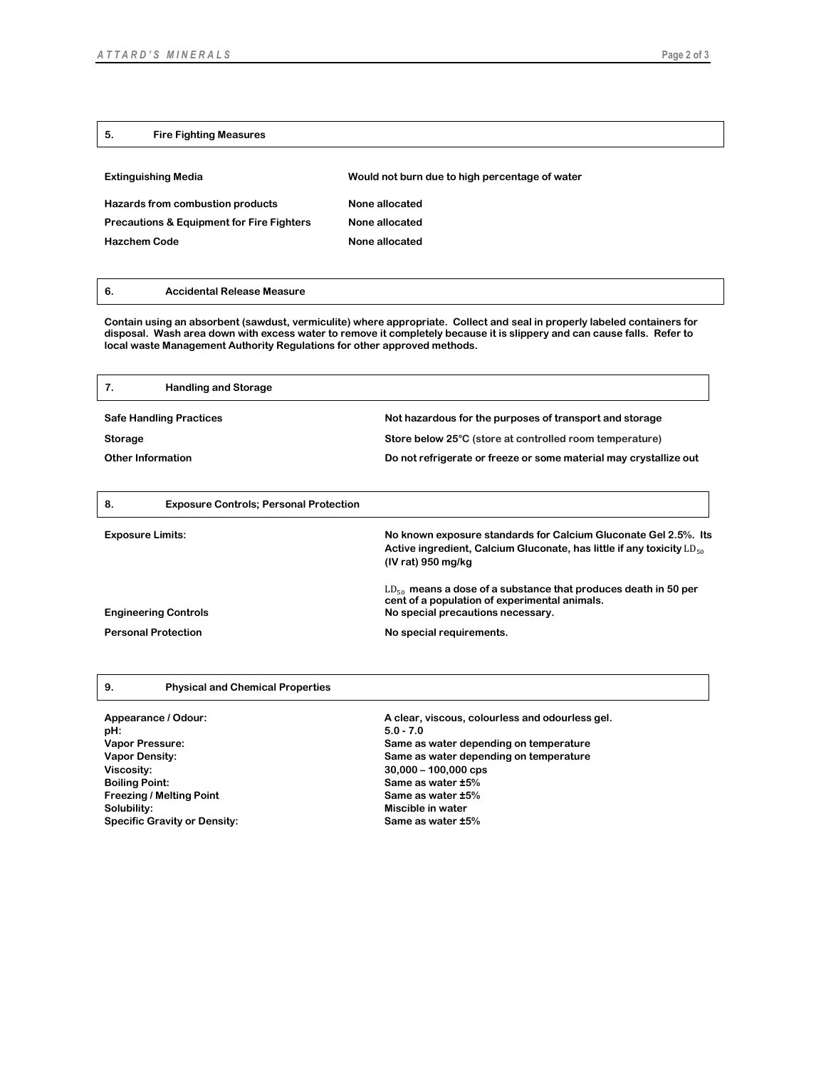## 5. Fire Fighting Measures

| | |
|---|---|
| **Extinguishing Media** | **Would not burn due to high percentage of water** |
| **Hazards from combustion products** | **None allocated** |
| **Precautions & Equipment for Fire Fighters** | **None allocated** |
| **Hazchem Code** | **None allocated** |

## 6. Accidental Release Measure

**Contain using an absorbent (sawdust, vermiculite) where appropriate. Collect and seal in properly labeled containers for disposal. Wash area down with excess water to remove it completely because it is slippery and can cause falls. Refer to local waste Management Authority Regulations for other approved methods.**

## 7. Handling and Storage

| | |
|---|---|
| **Safe Handling Practices** | **Not hazardous for the purposes of transport and storage** |
| **Storage** | **Store below 25°C** (store at controlled room temperature) |
| **Other Information** | **Do not refrigerate or freeze or some material may crystallize out** |

## 8. Exposure Controls; Personal Protection

| | |
|---|---|
| **Exposure Limits:** | **No known exposure standards for Calcium Gluconate Gel 2.5%. Its Active ingredient, Calcium Gluconate, has little if any toxicity $LD_{50}$ (IV rat) 950 mg/kg** <br><br> **$LD_{50}$ means a dose of a substance that produces death in 50 per cent of a population of experimental animals.** |
| **Engineering Controls** | **No special precautions necessary.** |
| **Personal Protection** | **No special requirements.** |

## 9. Physical and Chemical Properties

| | |
|---|---|
| **Appearance / Odour:** | **A clear, viscous, colourless and odourless gel.** |
| **pH:** | **5.0 - 7.0** |
| **Vapor Pressure:** | **Same as water depending on temperature** |
| **Vapor Density:** | **Same as water depending on temperature** |
| **Viscosity:** | **30,000 – 100,000 cps** |
| **Boiling Point:** | **Same as water ±5%** |
| **Freezing / Melting Point** | **Same as water ±5%** |
| **Solubility:** | **Miscible in water** |
| **Specific Gravity or Density:** | **Same as water ±5%** |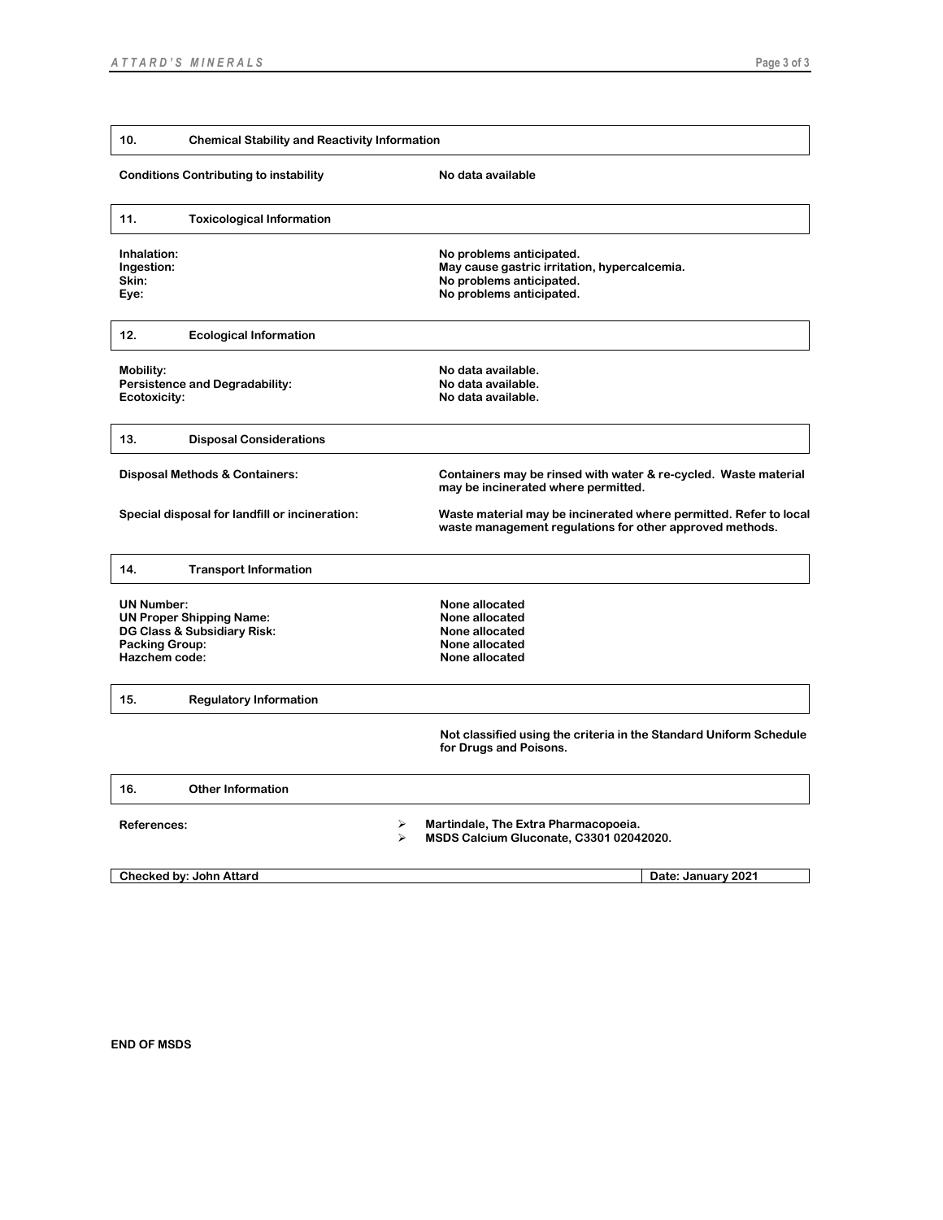## 10. Chemical Stability and Reactivity Information

**Conditions Contributing to instability** — **No data available**

## 11. Toxicological Information

| | |
|---|---|
| **Inhalation:** | **No problems anticipated.** |
| **Ingestion:** | **May cause gastric irritation, hypercalcemia.** |
| **Skin:** | **No problems anticipated.** |
| **Eye:** | **No problems anticipated.** |

## 12. Ecological Information

| | |
|---|---|
| **Mobility:** | **No data available.** |
| **Persistence and Degradability:** | **No data available.** |
| **Ecotoxicity:** | **No data available.** |

## 13. Disposal Considerations

| | |
|---|---|
| **Disposal Methods & Containers:** | **Containers may be rinsed with water & re-cycled. Waste material may be incinerated where permitted.** |
| **Special disposal for landfill or incineration:** | **Waste material may be incinerated where permitted. Refer to local waste management regulations for other approved methods.** |

## 14. Transport Information

| | |
|---|---|
| **UN Number:** | **None allocated** |
| **UN Proper Shipping Name:** | **None allocated** |
| **DG Class & Subsidiary Risk:** | **None allocated** |
| **Packing Group:** | **None allocated** |
| **Hazchem code:** | **None allocated** |

## 15. Regulatory Information

**Not classified using the criteria in the Standard Uniform Schedule for Drugs and Poisons.**

## 16. Other Information

**References:**

- **Martindale, The Extra Pharmacopoeia.**
- **MSDS Calcium Gluconate, C3301 02042020.**

| | |
|---|---|
| **Checked by: John Attard** | **Date: January 2021** |

**END OF MSDS**